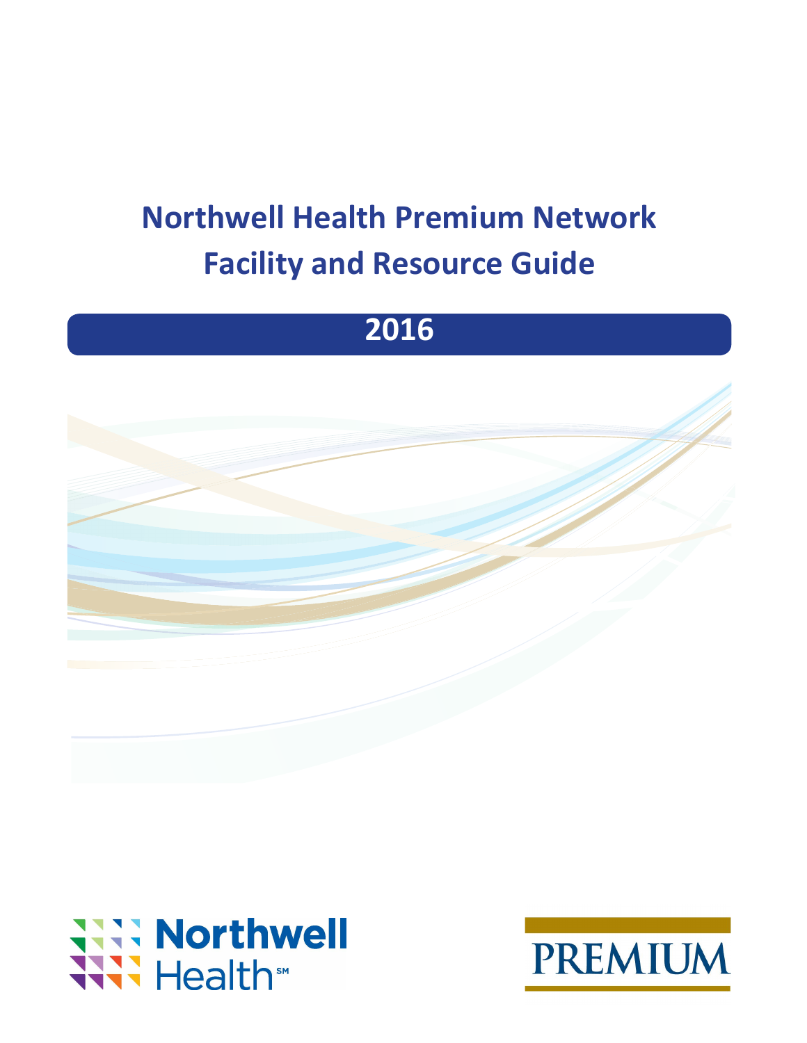# Northwell Health Premium Network
# Facility and Resource Guide

## 2016

Northwell Health[SM]

PREMIUM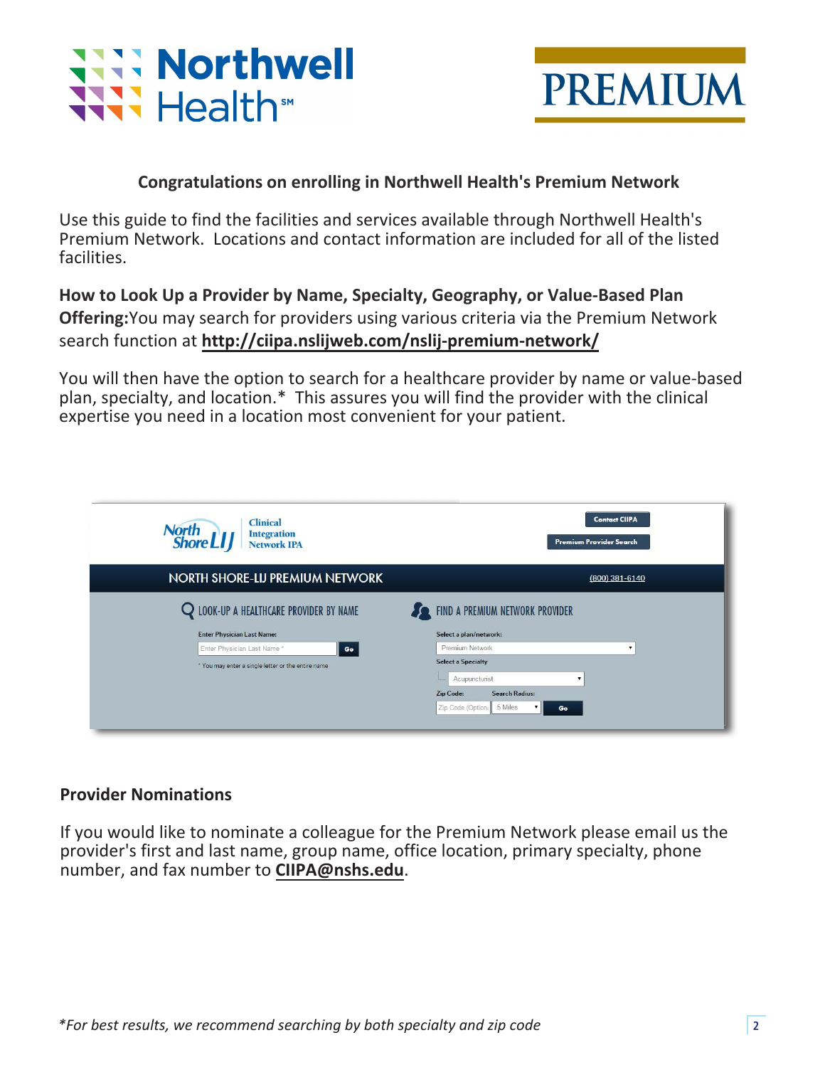**Congratulations on enrolling in Northwell Health's Premium Network**

Use this guide to find the facilities and services available through Northwell Health's Premium Network. Locations and contact information are included for all of the listed facilities.

**How to Look Up a Provider by Name, Specialty, Geography, or Value-Based Plan Offering:** You may search for providers using various criteria via the Premium Network search function at **http://ciipa.nslijweb.com/nslij-premium-network/**

You will then have the option to search for a healthcare provider by name or value-based plan, specialty, and location.* This assures you will find the provider with the clinical expertise you need in a location most convenient for your patient.

## Provider Nominations

If you would like to nominate a colleague for the Premium Network please email us the provider's first and last name, group name, office location, primary specialty, phone number, and fax number to **CIIPA@nshs.edu**.

*\*For best results, we recommend searching by both specialty and zip code*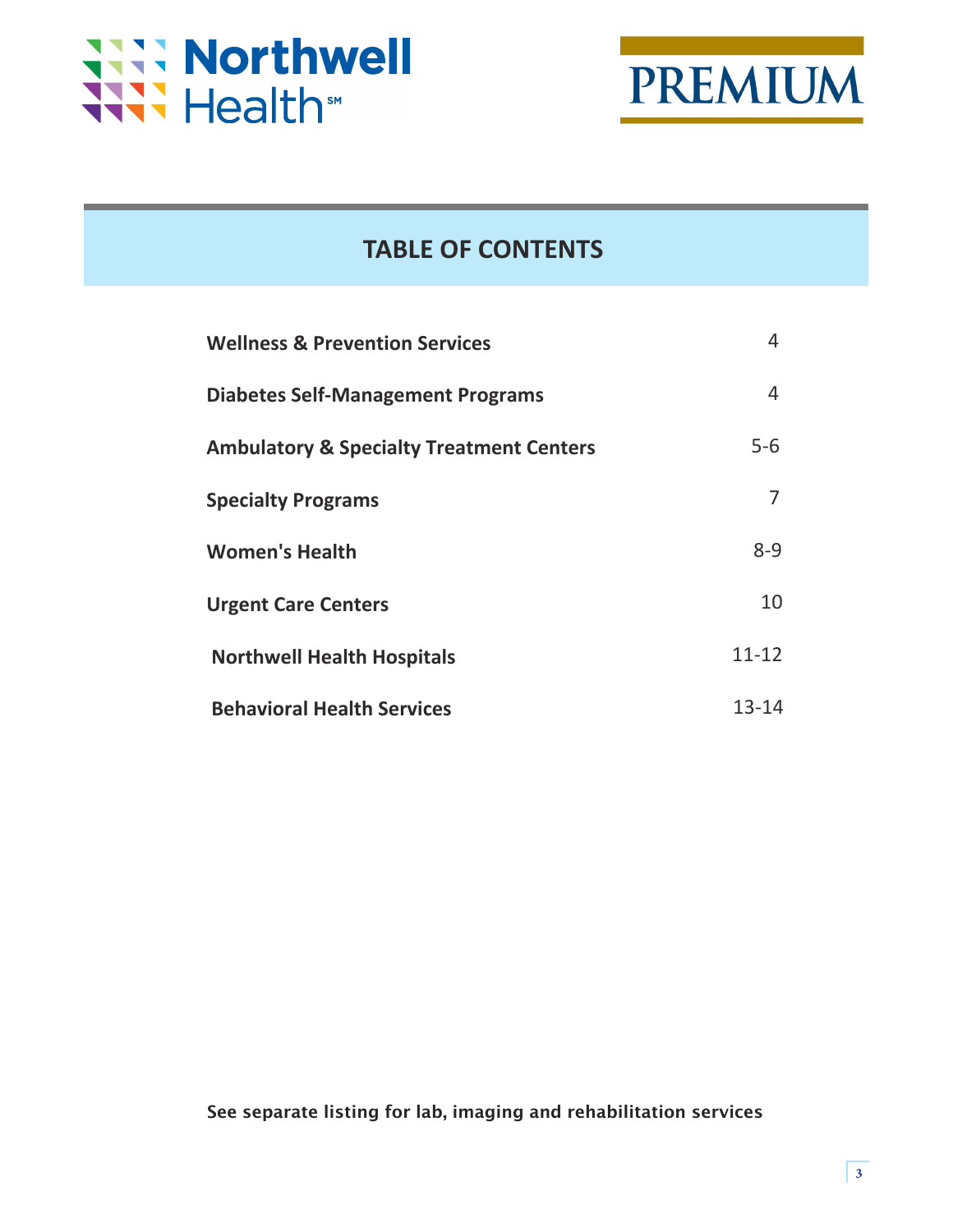Northwell Health

PREMIUM

# TABLE OF CONTENTS

| Section | Page |
|---|---|
| **Wellness & Prevention Services** | 4 |
| **Diabetes Self-Management Programs** | 4 |
| **Ambulatory & Specialty Treatment Centers** | 5-6 |
| **Specialty Programs** | 7 |
| **Women's Health** | 8-9 |
| **Urgent Care Centers** | 10 |
| **Northwell Health Hospitals** | 11-12 |
| **Behavioral Health Services** | 13-14 |

**See separate listing for lab, imaging and rehabilitation services**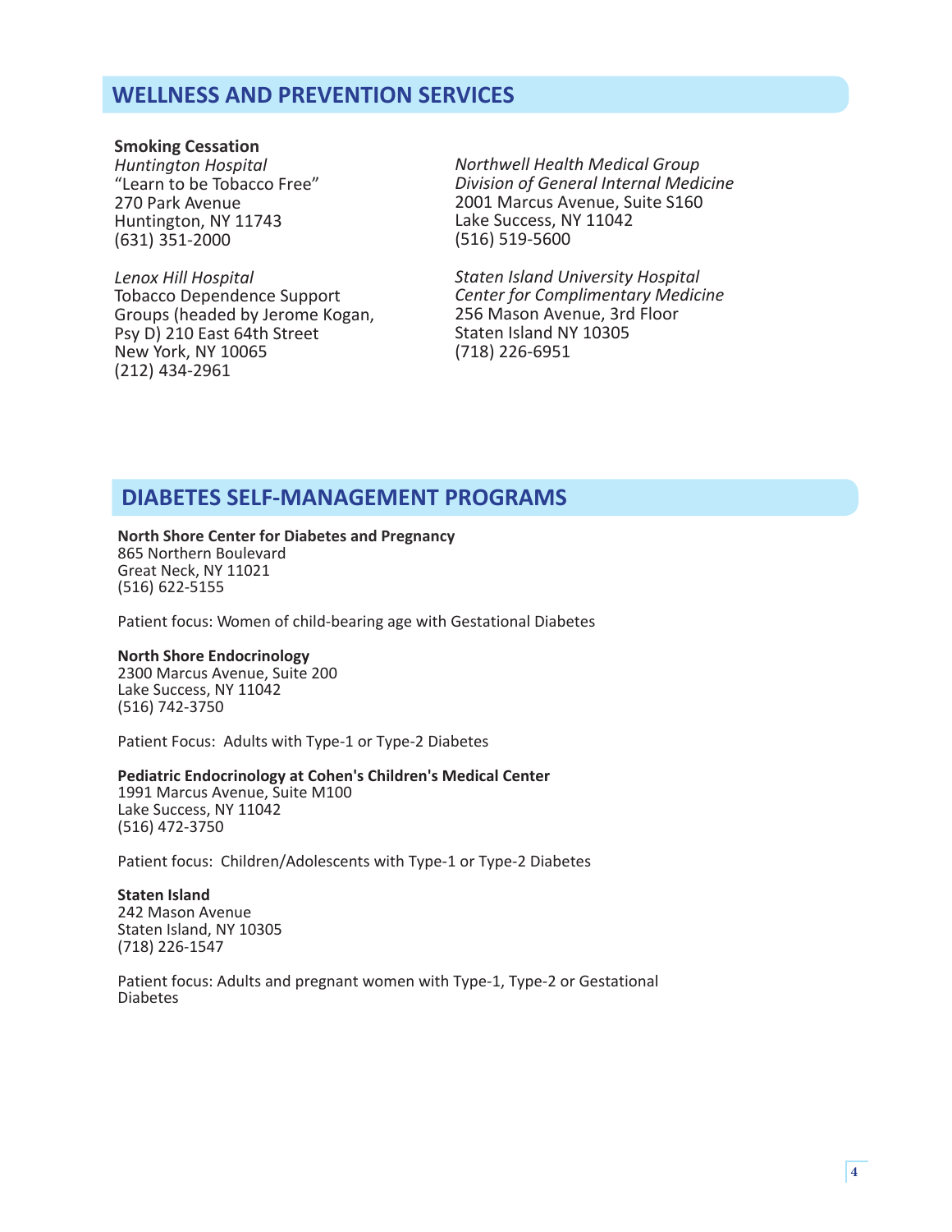## WELLNESS AND PREVENTION SERVICES

**Smoking Cessation**

*Huntington Hospital*
"Learn to be Tobacco Free"
270 Park Avenue
Huntington, NY 11743
(631) 351-2000

*Lenox Hill Hospital*
Tobacco Dependence Support Groups (headed by Jerome Kogan, Psy D) 210 East 64th Street
New York, NY 10065
(212) 434-2961

*Northwell Health Medical Group*
*Division of General Internal Medicine*
2001 Marcus Avenue, Suite S160
Lake Success, NY 11042
(516) 519-5600

*Staten Island University Hospital*
*Center for Complimentary Medicine*
256 Mason Avenue, 3rd Floor
Staten Island NY 10305
(718) 226-6951

## DIABETES SELF-MANAGEMENT PROGRAMS

**North Shore Center for Diabetes and Pregnancy**
865 Northern Boulevard
Great Neck, NY 11021
(516) 622-5155

Patient focus: Women of child-bearing age with Gestational Diabetes

**North Shore Endocrinology**
2300 Marcus Avenue, Suite 200
Lake Success, NY 11042
(516) 742-3750

Patient Focus: Adults with Type-1 or Type-2 Diabetes

**Pediatric Endocrinology at Cohen's Children's Medical Center**
1991 Marcus Avenue, Suite M100
Lake Success, NY 11042
(516) 472-3750

Patient focus: Children/Adolescents with Type-1 or Type-2 Diabetes

**Staten Island**
242 Mason Avenue
Staten Island, NY 10305
(718) 226-1547

Patient focus: Adults and pregnant women with Type-1, Type-2 or Gestational Diabetes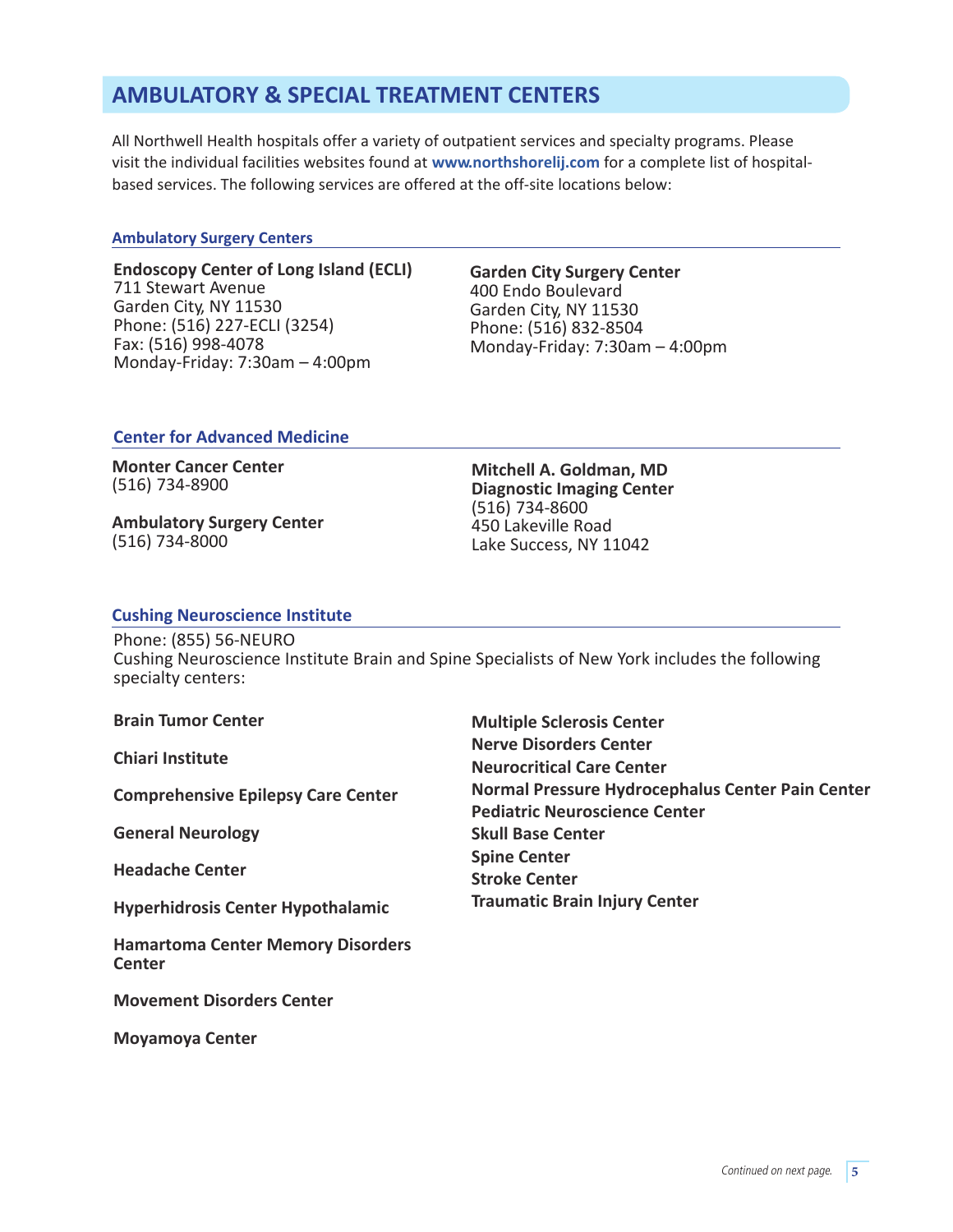## AMBULATORY & SPECIAL TREATMENT CENTERS

All Northwell Health hospitals offer a variety of outpatient services and specialty programs. Please visit the individual facilities websites found at **www.northshorelij.com** for a complete list of hospital-based services. The following services are offered at the off-site locations below:

### Ambulatory Surgery Centers

**Endoscopy Center of Long Island (ECLI)**
711 Stewart Avenue
Garden City, NY 11530
Phone: (516) 227-ECLI (3254)
Fax: (516) 998-4078
Monday-Friday: 7:30am – 4:00pm

**Garden City Surgery Center**
400 Endo Boulevard
Garden City, NY 11530
Phone: (516) 832-8504
Monday-Friday: 7:30am – 4:00pm

### Center for Advanced Medicine

**Monter Cancer Center**
(516) 734-8900

**Ambulatory Surgery Center**
(516) 734-8000

**Mitchell A. Goldman, MD**
**Diagnostic Imaging Center**
(516) 734-8600
450 Lakeville Road
Lake Success, NY 11042

### Cushing Neuroscience Institute

Phone: (855) 56-NEURO
Cushing Neuroscience Institute Brain and Spine Specialists of New York includes the following specialty centers:

**Brain Tumor Center**

**Chiari Institute**

**Comprehensive Epilepsy Care Center**

**General Neurology**

**Headache Center**

**Hyperhidrosis Center Hypothalamic**

**Hamartoma Center Memory Disorders Center**

**Movement Disorders Center**

**Moyamoya Center**

**Multiple Sclerosis Center**
**Nerve Disorders Center**
**Neurocritical Care Center**
**Normal Pressure Hydrocephalus Center Pain Center**
**Pediatric Neuroscience Center**
**Skull Base Center**
**Spine Center**
**Stroke Center**
**Traumatic Brain Injury Center**

*Continued on next page.*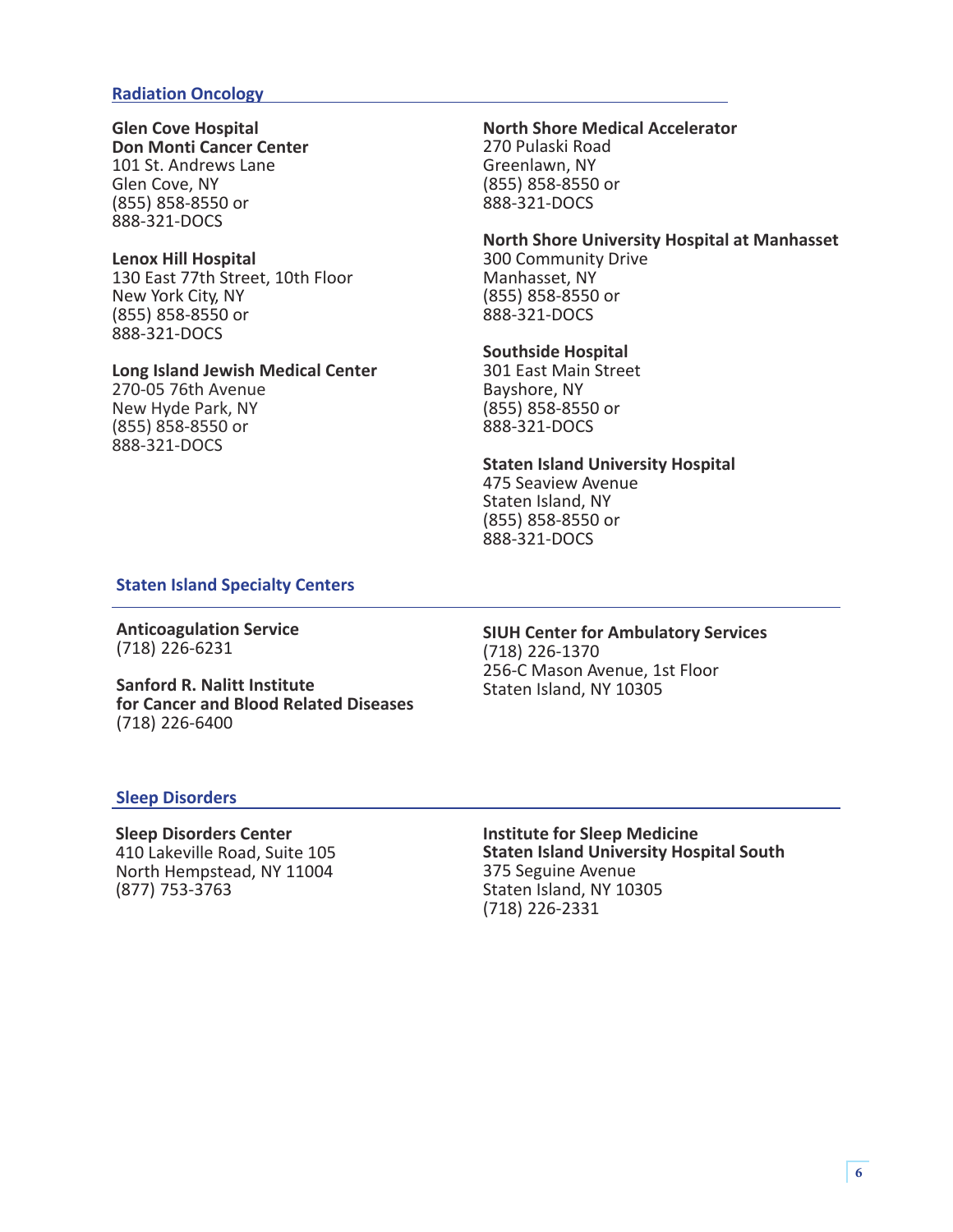## Radiation Oncology

**Glen Cove Hospital**
**Don Monti Cancer Center**
101 St. Andrews Lane
Glen Cove, NY
(855) 858-8550 or
888-321-DOCS

**Lenox Hill Hospital**
130 East 77th Street, 10th Floor
New York City, NY
(855) 858-8550 or
888-321-DOCS

**Long Island Jewish Medical Center**
270-05 76th Avenue
New Hyde Park, NY
(855) 858-8550 or
888-321-DOCS

**North Shore Medical Accelerator**
270 Pulaski Road
Greenlawn, NY
(855) 858-8550 or
888-321-DOCS

**North Shore University Hospital at Manhasset**
300 Community Drive
Manhasset, NY
(855) 858-8550 or
888-321-DOCS

**Southside Hospital**
301 East Main Street
Bayshore, NY
(855) 858-8550 or
888-321-DOCS

**Staten Island University Hospital**
475 Seaview Avenue
Staten Island, NY
(855) 858-8550 or
888-321-DOCS

## Staten Island Specialty Centers

**Anticoagulation Service**
(718) 226-6231

**Sanford R. Nalitt Institute**
**for Cancer and Blood Related Diseases**
(718) 226-6400

**SIUH Center for Ambulatory Services**
(718) 226-1370
256-C Mason Avenue, 1st Floor
Staten Island, NY 10305

## Sleep Disorders

**Sleep Disorders Center**
410 Lakeville Road, Suite 105
North Hempstead, NY 11004
(877) 753-3763

**Institute for Sleep Medicine**
**Staten Island University Hospital South**
375 Seguine Avenue
Staten Island, NY 10305
(718) 226-2331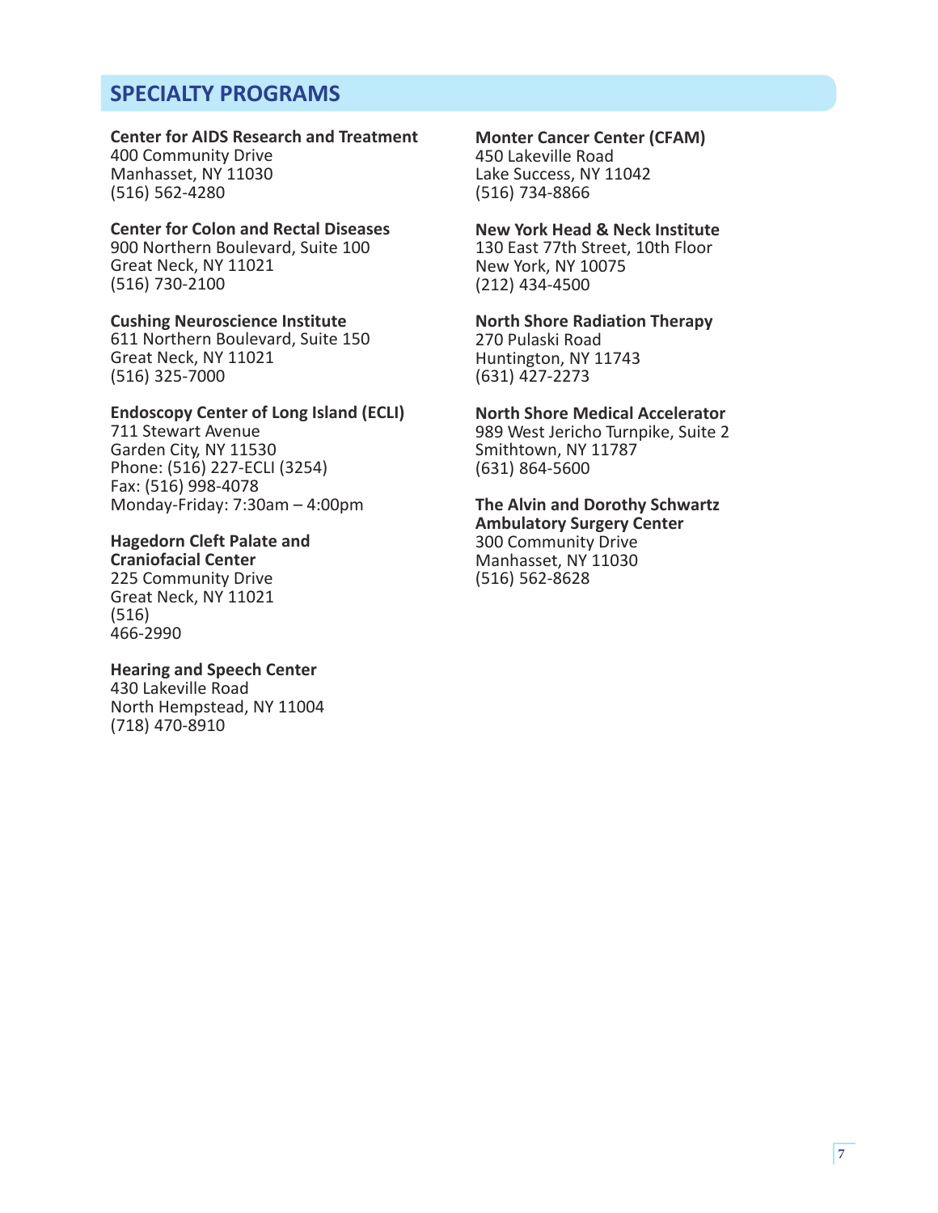## SPECIALTY PROGRAMS

**Center for AIDS Research and Treatment**
400 Community Drive
Manhasset, NY 11030
(516) 562-4280

**Center for Colon and Rectal Diseases**
900 Northern Boulevard, Suite 100
Great Neck, NY 11021
(516) 730-2100

**Cushing Neuroscience Institute**
611 Northern Boulevard, Suite 150
Great Neck, NY 11021
(516) 325-7000

**Endoscopy Center of Long Island (ECLI)**
711 Stewart Avenue
Garden City, NY 11530
Phone: (516) 227-ECLI (3254)
Fax: (516) 998-4078
Monday-Friday: 7:30am – 4:00pm

**Hagedorn Cleft Palate and Craniofacial Center**
225 Community Drive
Great Neck, NY 11021
(516)
466-2990

**Hearing and Speech Center**
430 Lakeville Road
North Hempstead, NY 11004
(718) 470-8910

**Monter Cancer Center (CFAM)**
450 Lakeville Road
Lake Success, NY 11042
(516) 734-8866

**New York Head & Neck Institute**
130 East 77th Street, 10th Floor
New York, NY 10075
(212) 434-4500

**North Shore Radiation Therapy**
270 Pulaski Road
Huntington, NY 11743
(631) 427-2273

**North Shore Medical Accelerator**
989 West Jericho Turnpike, Suite 2
Smithtown, NY 11787
(631) 864-5600

**The Alvin and Dorothy Schwartz Ambulatory Surgery Center**
300 Community Drive
Manhasset, NY 11030
(516) 562-8628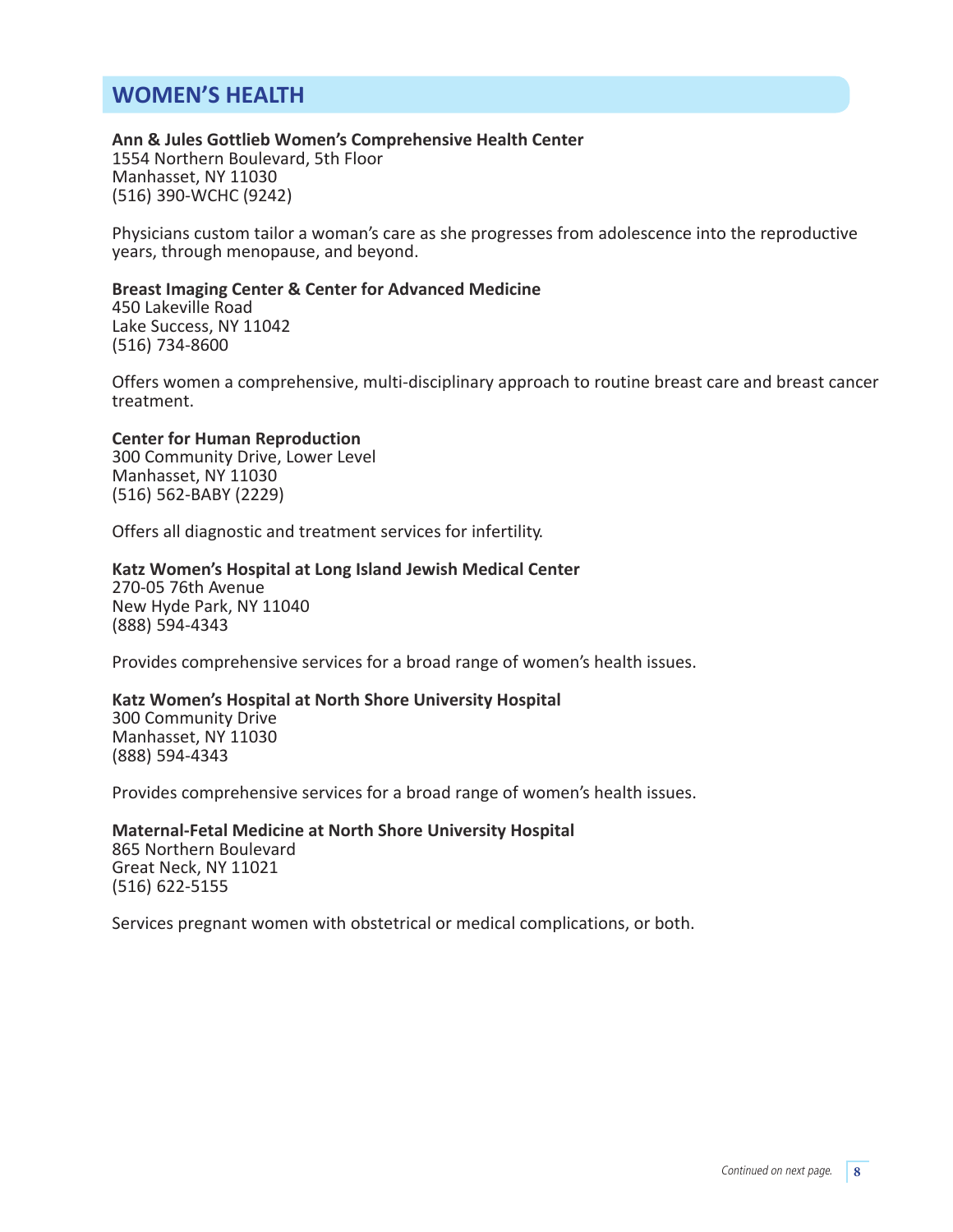## WOMEN'S HEALTH

**Ann & Jules Gottlieb Women's Comprehensive Health Center**
1554 Northern Boulevard, 5th Floor
Manhasset, NY 11030
(516) 390-WCHC (9242)

Physicians custom tailor a woman's care as she progresses from adolescence into the reproductive years, through menopause, and beyond.

**Breast Imaging Center & Center for Advanced Medicine**
450 Lakeville Road
Lake Success, NY 11042
(516) 734-8600

Offers women a comprehensive, multi-disciplinary approach to routine breast care and breast cancer treatment.

**Center for Human Reproduction**
300 Community Drive, Lower Level
Manhasset, NY 11030
(516) 562-BABY (2229)

Offers all diagnostic and treatment services for infertility.

**Katz Women's Hospital at Long Island Jewish Medical Center**
270-05 76th Avenue
New Hyde Park, NY 11040
(888) 594-4343

Provides comprehensive services for a broad range of women's health issues.

**Katz Women's Hospital at North Shore University Hospital**
300 Community Drive
Manhasset, NY 11030
(888) 594-4343

Provides comprehensive services for a broad range of women's health issues.

**Maternal-Fetal Medicine at North Shore University Hospital**
865 Northern Boulevard
Great Neck, NY 11021
(516) 622-5155

Services pregnant women with obstetrical or medical complications, or both.

*Continued on next page.*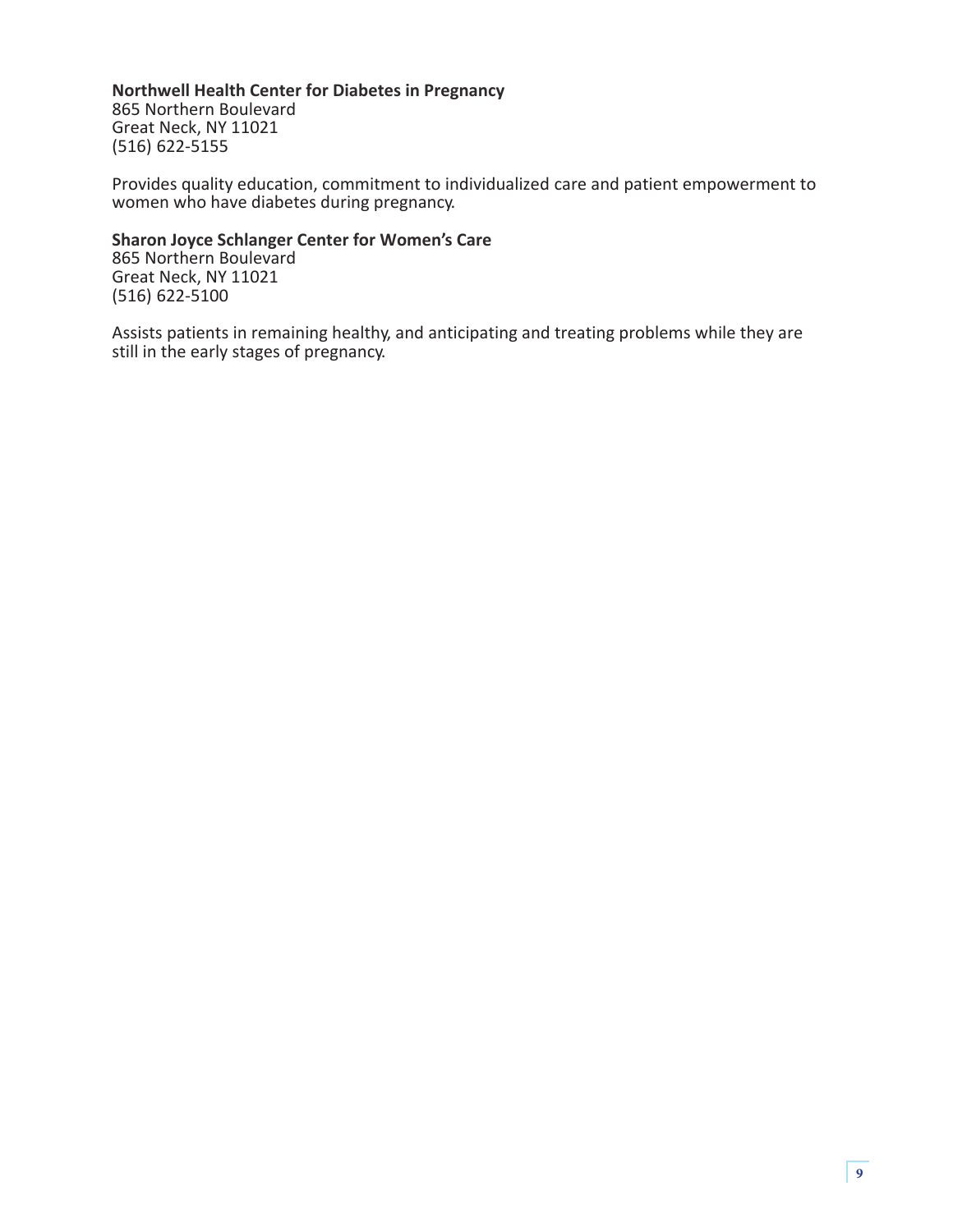**Northwell Health Center for Diabetes in Pregnancy**
865 Northern Boulevard
Great Neck, NY 11021
(516) 622-5155

Provides quality education, commitment to individualized care and patient empowerment to women who have diabetes during pregnancy.

**Sharon Joyce Schlanger Center for Women's Care**
865 Northern Boulevard
Great Neck, NY 11021
(516) 622-5100

Assists patients in remaining healthy, and anticipating and treating problems while they are still in the early stages of pregnancy.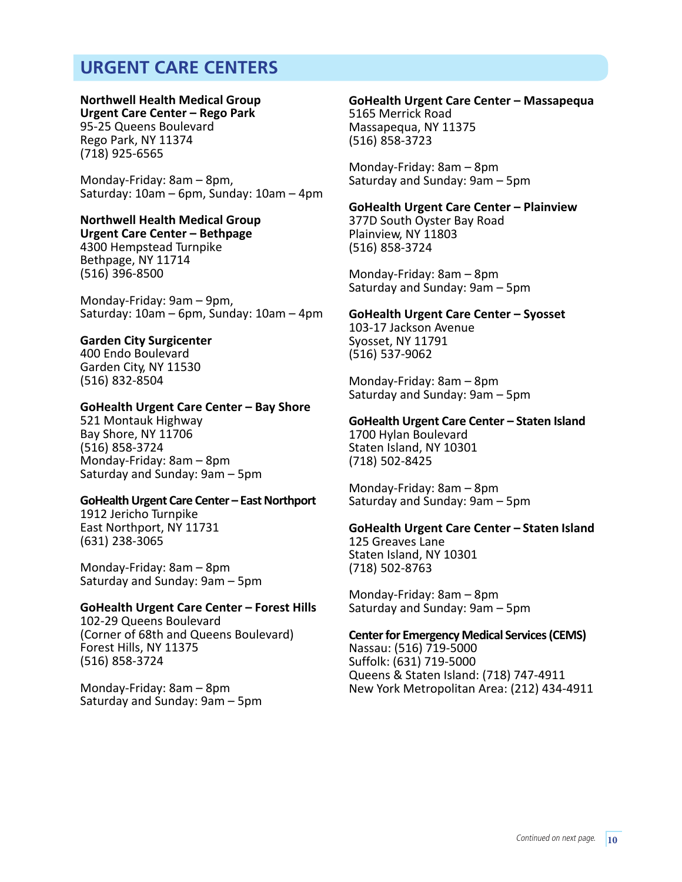## URGENT CARE CENTERS

**Northwell Health Medical Group Urgent Care Center – Rego Park**
95-25 Queens Boulevard
Rego Park, NY 11374
(718) 925-6565

Monday-Friday: 8am – 8pm,
Saturday: 10am – 6pm, Sunday: 10am – 4pm

**Northwell Health Medical Group Urgent Care Center – Bethpage**
4300 Hempstead Turnpike
Bethpage, NY 11714
(516) 396-8500

Monday-Friday: 9am – 9pm,
Saturday: 10am – 6pm, Sunday: 10am – 4pm

**Garden City Surgicenter**
400 Endo Boulevard
Garden City, NY 11530
(516) 832-8504

**GoHealth Urgent Care Center – Bay Shore**
521 Montauk Highway
Bay Shore, NY 11706
(516) 858-3724
Monday-Friday: 8am – 8pm
Saturday and Sunday: 9am – 5pm

**GoHealth Urgent Care Center – East Northport**
1912 Jericho Turnpike
East Northport, NY 11731
(631) 238-3065

Monday-Friday: 8am – 8pm
Saturday and Sunday: 9am – 5pm

**GoHealth Urgent Care Center – Forest Hills**
102-29 Queens Boulevard
(Corner of 68th and Queens Boulevard)
Forest Hills, NY 11375
(516) 858-3724

Monday-Friday: 8am – 8pm
Saturday and Sunday: 9am – 5pm

**GoHealth Urgent Care Center – Massapequa**
5165 Merrick Road
Massapequa, NY 11375
(516) 858-3723

Monday-Friday: 8am – 8pm
Saturday and Sunday: 9am – 5pm

**GoHealth Urgent Care Center – Plainview**
377D South Oyster Bay Road
Plainview, NY 11803
(516) 858-3724

Monday-Friday: 8am – 8pm
Saturday and Sunday: 9am – 5pm

**GoHealth Urgent Care Center – Syosset**
103-17 Jackson Avenue
Syosset, NY 11791
(516) 537-9062

Monday-Friday: 8am – 8pm
Saturday and Sunday: 9am – 5pm

**GoHealth Urgent Care Center – Staten Island**
1700 Hylan Boulevard
Staten Island, NY 10301
(718) 502-8425

Monday-Friday: 8am – 8pm
Saturday and Sunday: 9am – 5pm

**GoHealth Urgent Care Center – Staten Island**
125 Greaves Lane
Staten Island, NY 10301
(718) 502-8763

Monday-Friday: 8am – 8pm
Saturday and Sunday: 9am – 5pm

**Center for Emergency Medical Services (CEMS)**
Nassau: (516) 719-5000
Suffolk: (631) 719-5000
Queens & Staten Island: (718) 747-4911
New York Metropolitan Area: (212) 434-4911

*Continued on next page.*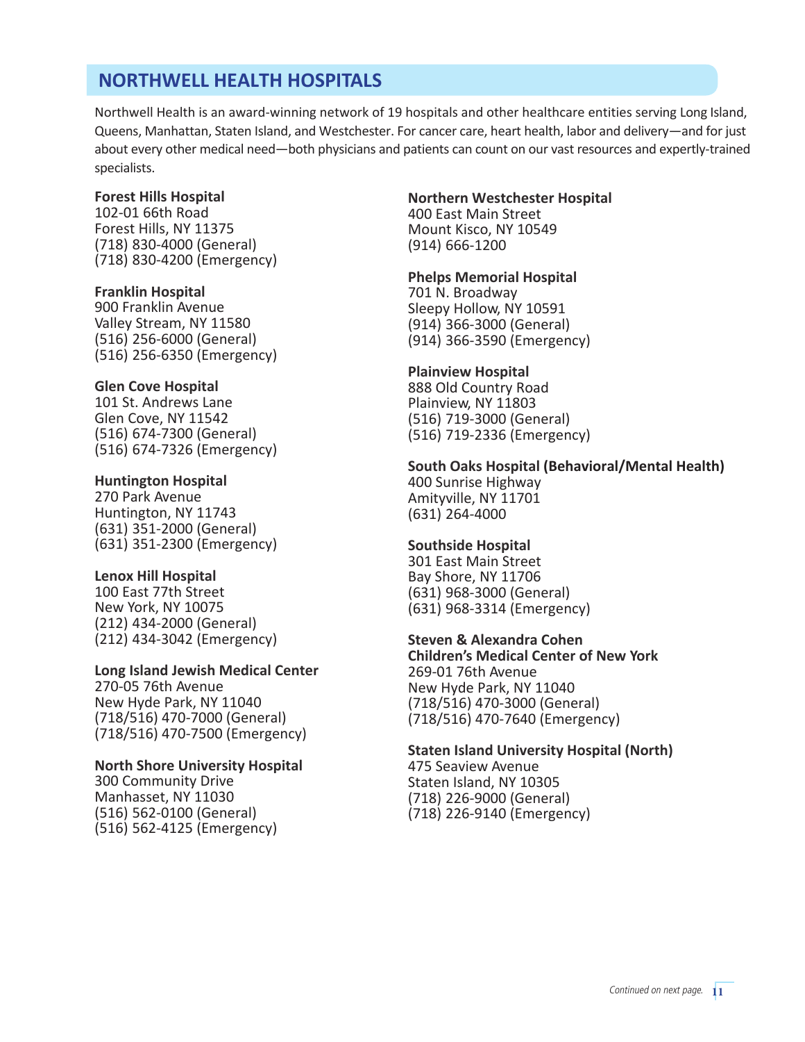## NORTHWELL HEALTH HOSPITALS

Northwell Health is an award-winning network of 19 hospitals and other healthcare entities serving Long Island, Queens, Manhattan, Staten Island, and Westchester. For cancer care, heart health, labor and delivery—and for just about every other medical need—both physicians and patients can count on our vast resources and expertly-trained specialists.

**Forest Hills Hospital**
102-01 66th Road
Forest Hills, NY 11375
(718) 830-4000 (General)
(718) 830-4200 (Emergency)

**Franklin Hospital**
900 Franklin Avenue
Valley Stream, NY 11580
(516) 256-6000 (General)
(516) 256-6350 (Emergency)

**Glen Cove Hospital**
101 St. Andrews Lane
Glen Cove, NY 11542
(516) 674-7300 (General)
(516) 674-7326 (Emergency)

**Huntington Hospital**
270 Park Avenue
Huntington, NY 11743
(631) 351-2000 (General)
(631) 351-2300 (Emergency)

**Lenox Hill Hospital**
100 East 77th Street
New York, NY 10075
(212) 434-2000 (General)
(212) 434-3042 (Emergency)

**Long Island Jewish Medical Center**
270-05 76th Avenue
New Hyde Park, NY 11040
(718/516) 470-7000 (General)
(718/516) 470-7500 (Emergency)

**North Shore University Hospital**
300 Community Drive
Manhasset, NY 11030
(516) 562-0100 (General)
(516) 562-4125 (Emergency)

**Northern Westchester Hospital**
400 East Main Street
Mount Kisco, NY 10549
(914) 666-1200

**Phelps Memorial Hospital**
701 N. Broadway
Sleepy Hollow, NY 10591
(914) 366-3000 (General)
(914) 366-3590 (Emergency)

**Plainview Hospital**
888 Old Country Road
Plainview, NY 11803
(516) 719-3000 (General)
(516) 719-2336 (Emergency)

**South Oaks Hospital (Behavioral/Mental Health)**
400 Sunrise Highway
Amityville, NY 11701
(631) 264-4000

**Southside Hospital**
301 East Main Street
Bay Shore, NY 11706
(631) 968-3000 (General)
(631) 968-3314 (Emergency)

**Steven & Alexandra Cohen Children's Medical Center of New York**
269-01 76th Avenue
New Hyde Park, NY 11040
(718/516) 470-3000 (General)
(718/516) 470-7640 (Emergency)

**Staten Island University Hospital (North)**
475 Seaview Avenue
Staten Island, NY 10305
(718) 226-9000 (General)
(718) 226-9140 (Emergency)

*Continued on next page.*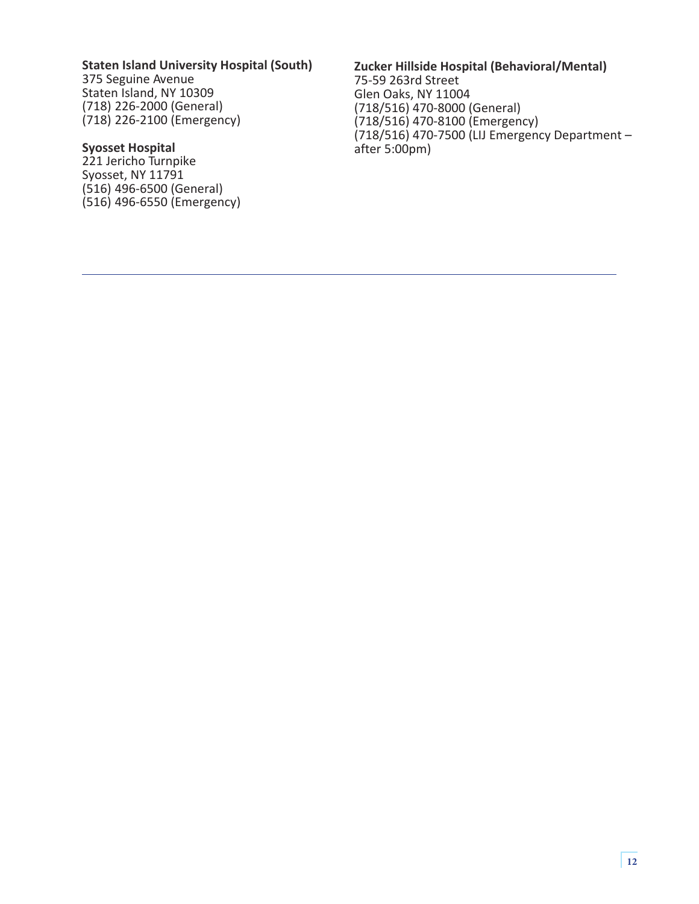**Staten Island University Hospital (South)**
375 Seguine Avenue
Staten Island, NY 10309
(718) 226-2000 (General)
(718) 226-2100 (Emergency)

**Syosset Hospital**
221 Jericho Turnpike
Syosset, NY 11791
(516) 496-6500 (General)
(516) 496-6550 (Emergency)

**Zucker Hillside Hospital (Behavioral/Mental)**
75-59 263rd Street
Glen Oaks, NY 11004
(718/516) 470-8000 (General)
(718/516) 470-8100 (Emergency)
(718/516) 470-7500 (LIJ Emergency Department – after 5:00pm)

---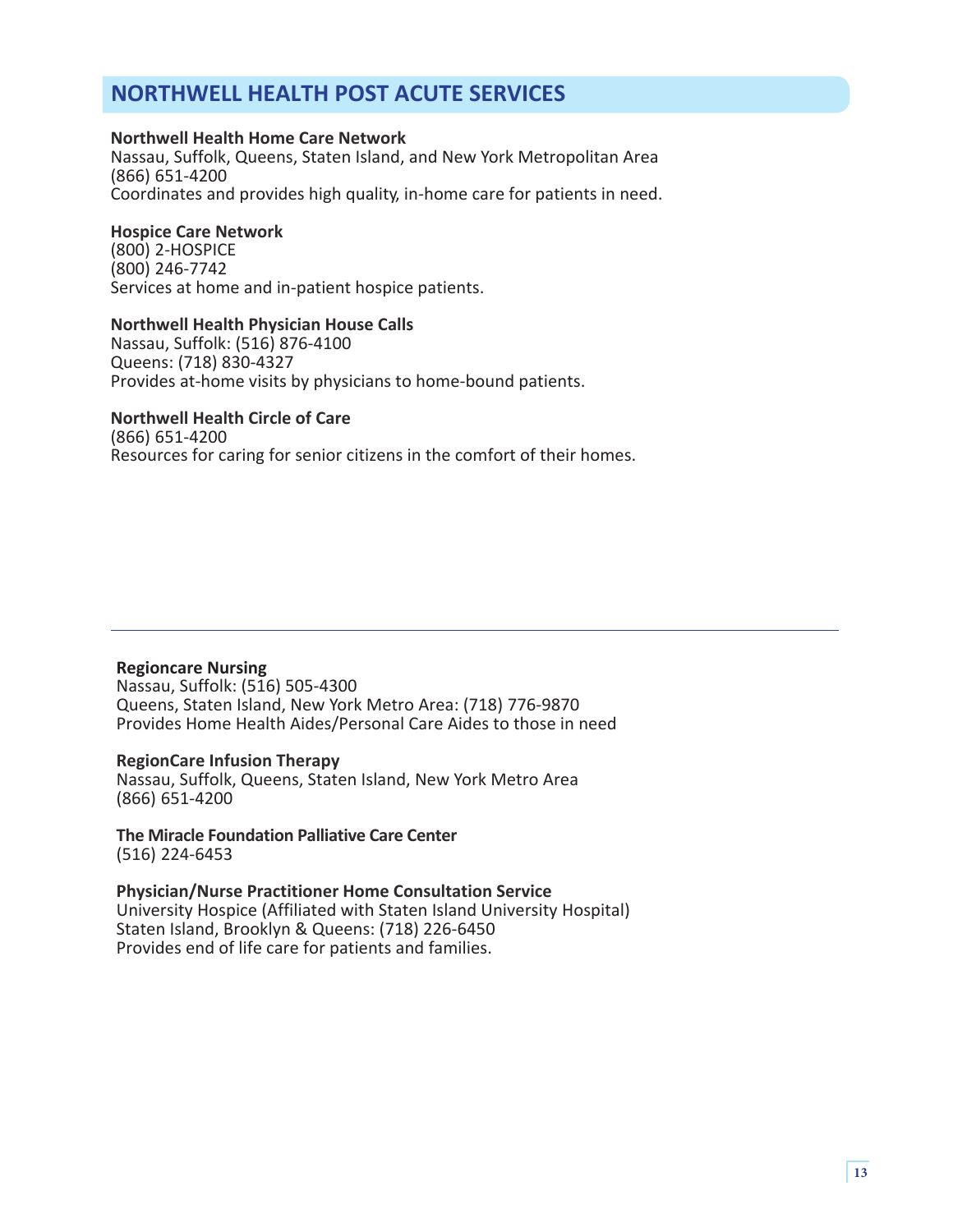## NORTHWELL HEALTH POST ACUTE SERVICES

**Northwell Health Home Care Network**
Nassau, Suffolk, Queens, Staten Island, and New York Metropolitan Area
(866) 651-4200
Coordinates and provides high quality, in-home care for patients in need.

**Hospice Care Network**
(800) 2-HOSPICE
(800) 246-7742
Services at home and in-patient hospice patients.

**Northwell Health Physician House Calls**
Nassau, Suffolk: (516) 876-4100
Queens: (718) 830-4327
Provides at-home visits by physicians to home-bound patients.

**Northwell Health Circle of Care**
(866) 651-4200
Resources for caring for senior citizens in the comfort of their homes.

---

**Regioncare Nursing**
Nassau, Suffolk: (516) 505-4300
Queens, Staten Island, New York Metro Area: (718) 776-9870
Provides Home Health Aides/Personal Care Aides to those in need

**RegionCare Infusion Therapy**
Nassau, Suffolk, Queens, Staten Island, New York Metro Area
(866) 651-4200

**The Miracle Foundation Palliative Care Center**
(516) 224-6453

**Physician/Nurse Practitioner Home Consultation Service**
University Hospice (Affiliated with Staten Island University Hospital)
Staten Island, Brooklyn & Queens: (718) 226-6450
Provides end of life care for patients and families.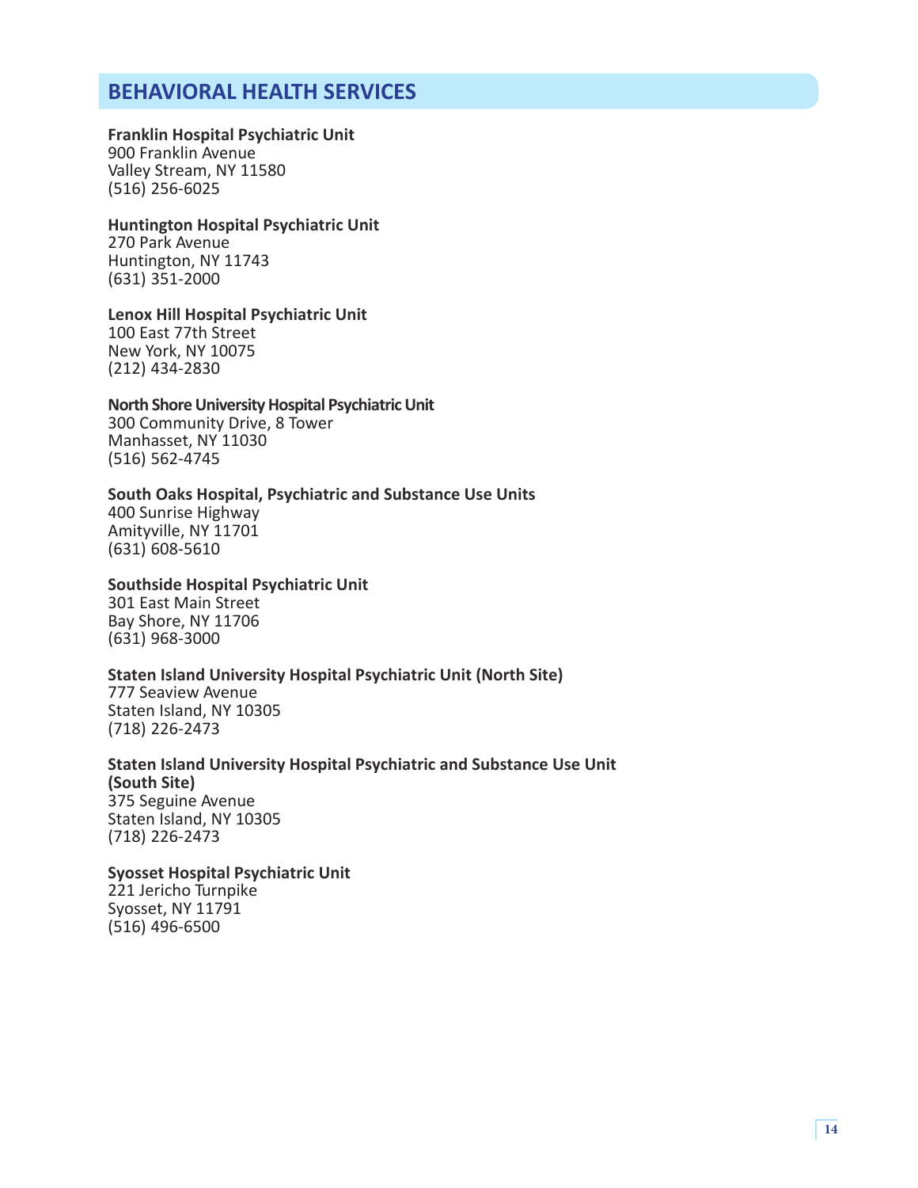## BEHAVIORAL HEALTH SERVICES

**Franklin Hospital Psychiatric Unit**
900 Franklin Avenue
Valley Stream, NY 11580
(516) 256-6025

**Huntington Hospital Psychiatric Unit**
270 Park Avenue
Huntington, NY 11743
(631) 351-2000

**Lenox Hill Hospital Psychiatric Unit**
100 East 77th Street
New York, NY 10075
(212) 434-2830

**North Shore University Hospital Psychiatric Unit**
300 Community Drive, 8 Tower
Manhasset, NY 11030
(516) 562-4745

**South Oaks Hospital, Psychiatric and Substance Use Units**
400 Sunrise Highway
Amityville, NY 11701
(631) 608-5610

**Southside Hospital Psychiatric Unit**
301 East Main Street
Bay Shore, NY 11706
(631) 968-3000

**Staten Island University Hospital Psychiatric Unit (North Site)**
777 Seaview Avenue
Staten Island, NY 10305
(718) 226-2473

**Staten Island University Hospital Psychiatric and Substance Use Unit (South Site)**
375 Seguine Avenue
Staten Island, NY 10305
(718) 226-2473

**Syosset Hospital Psychiatric Unit**
221 Jericho Turnpike
Syosset, NY 11791
(516) 496-6500